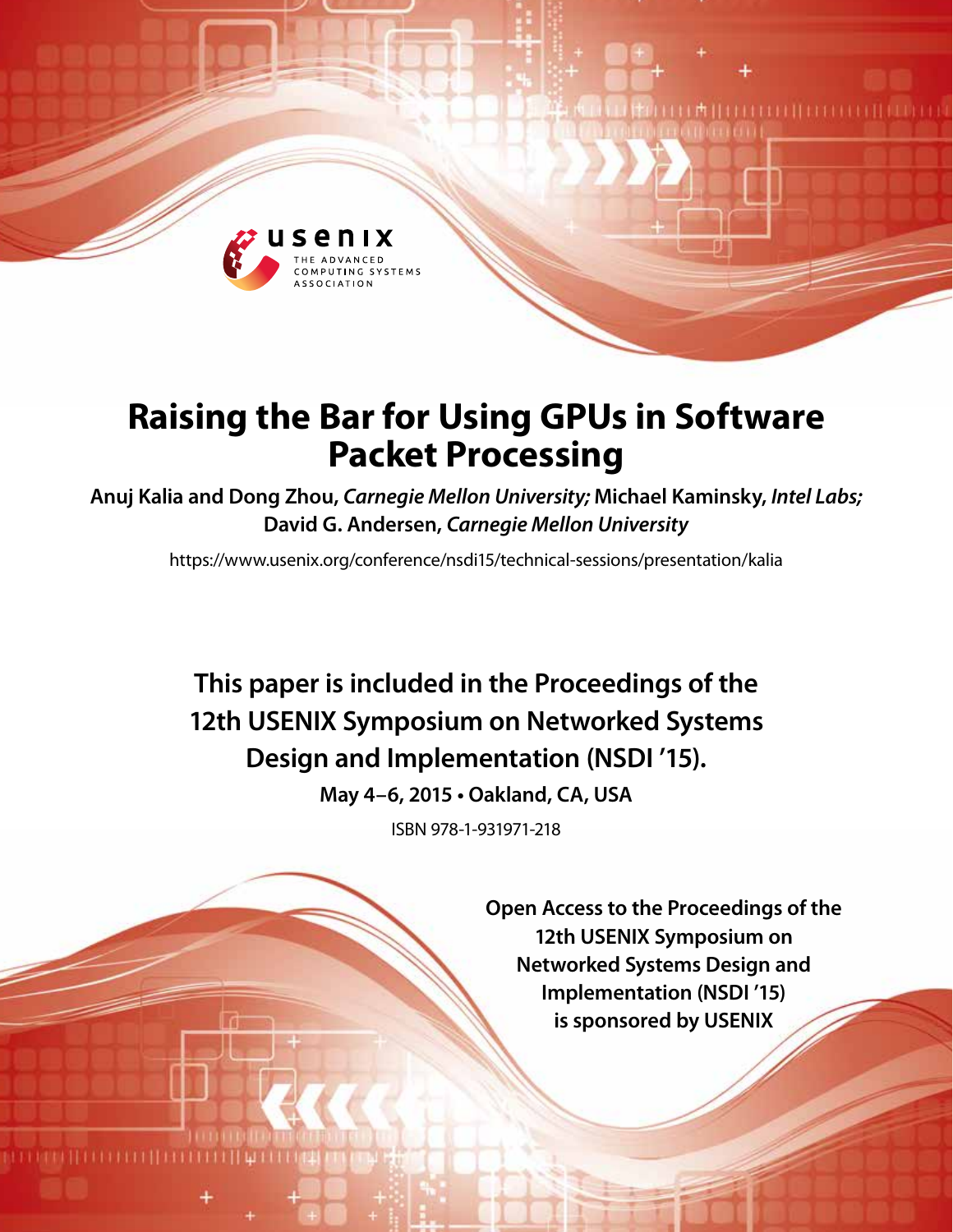# Raising the Bar for Using GPUs in Software Packet Processing

**Anuj Kalia and Dong Zhou,** ***Carnegie Mellon University;*** **Michael Kaminsky,** ***Intel Labs;*** **David G. Andersen,** ***Carnegie Mellon University***

https://www.usenix.org/conference/nsdi15/technical-sessions/presentation/kalia

**This paper is included in the Proceedings of the 12th USENIX Symposium on Networked Systems Design and Implementation (NSDI '15).**

**May 4–6, 2015 • Oakland, CA, USA**

ISBN 978-1-931971-218

**Open Access to the Proceedings of the 12th USENIX Symposium on Networked Systems Design and Implementation (NSDI '15) is sponsored by USENIX**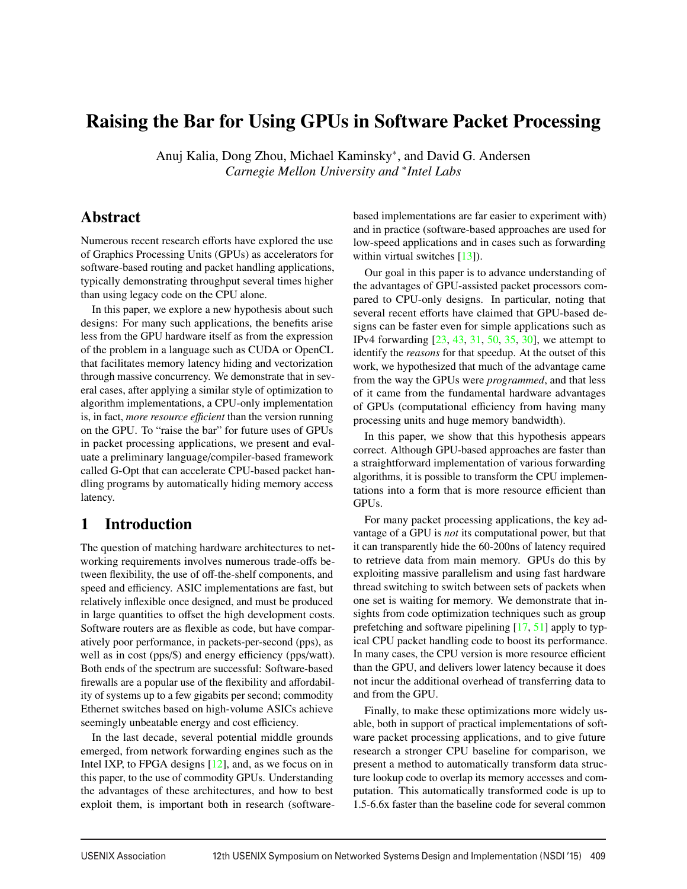# Raising the Bar for Using GPUs in Software Packet Processing

Anuj Kalia, Dong Zhou, Michael Kaminsky*, and David G. Andersen
*Carnegie Mellon University and \*Intel Labs*

## Abstract

Numerous recent research efforts have explored the use of Graphics Processing Units (GPUs) as accelerators for software-based routing and packet handling applications, typically demonstrating throughput several times higher than using legacy code on the CPU alone.

In this paper, we explore a new hypothesis about such designs: For many such applications, the benefits arise less from the GPU hardware itself as from the expression of the problem in a language such as CUDA or OpenCL that facilitates memory latency hiding and vectorization through massive concurrency. We demonstrate that in several cases, after applying a similar style of optimization to algorithm implementations, a CPU-only implementation is, in fact, *more resource efficient* than the version running on the GPU. To "raise the bar" for future uses of GPUs in packet processing applications, we present and evaluate a preliminary language/compiler-based framework called G-Opt that can accelerate CPU-based packet handling programs by automatically hiding memory access latency.

## 1 Introduction

The question of matching hardware architectures to networking requirements involves numerous trade-offs between flexibility, the use of off-the-shelf components, and speed and efficiency. ASIC implementations are fast, but relatively inflexible once designed, and must be produced in large quantities to offset the high development costs. Software routers are as flexible as code, but have comparatively poor performance, in packets-per-second (pps), as well as in cost (pps/$) and energy efficiency (pps/watt). Both ends of the spectrum are successful: Software-based firewalls are a popular use of the flexibility and affordability of systems up to a few gigabits per second; commodity Ethernet switches based on high-volume ASICs achieve seemingly unbeatable energy and cost efficiency.

In the last decade, several potential middle grounds emerged, from network forwarding engines such as the Intel IXP, to FPGA designs [12], and, as we focus on in this paper, to the use of commodity GPUs. Understanding the advantages of these architectures, and how to best exploit them, is important both in research (software-based implementations are far easier to experiment with) and in practice (software-based approaches are used for low-speed applications and in cases such as forwarding within virtual switches [13]).

Our goal in this paper is to advance understanding of the advantages of GPU-assisted packet processors compared to CPU-only designs. In particular, noting that several recent efforts have claimed that GPU-based designs can be faster even for simple applications such as IPv4 forwarding [23, 43, 31, 50, 35, 30], we attempt to identify the *reasons* for that speedup. At the outset of this work, we hypothesized that much of the advantage came from the way the GPUs were *programmed*, and that less of it came from the fundamental hardware advantages of GPUs (computational efficiency from having many processing units and huge memory bandwidth).

In this paper, we show that this hypothesis appears correct. Although GPU-based approaches are faster than a straightforward implementation of various forwarding algorithms, it is possible to transform the CPU implementations into a form that is more resource efficient than GPUs.

For many packet processing applications, the key advantage of a GPU is *not* its computational power, but that it can transparently hide the 60-200ns of latency required to retrieve data from main memory. GPUs do this by exploiting massive parallelism and using fast hardware thread switching to switch between sets of packets when one set is waiting for memory. We demonstrate that insights from code optimization techniques such as group prefetching and software pipelining [17, 51] apply to typical CPU packet handling code to boost its performance. In many cases, the CPU version is more resource efficient than the GPU, and delivers lower latency because it does not incur the additional overhead of transferring data to and from the GPU.

Finally, to make these optimizations more widely usable, both in support of practical implementations of software packet processing applications, and to give future research a stronger CPU baseline for comparison, we present a method to automatically transform data structure lookup code to overlap its memory accesses and computation. This automatically transformed code is up to 1.5-6.6x faster than the baseline code for several common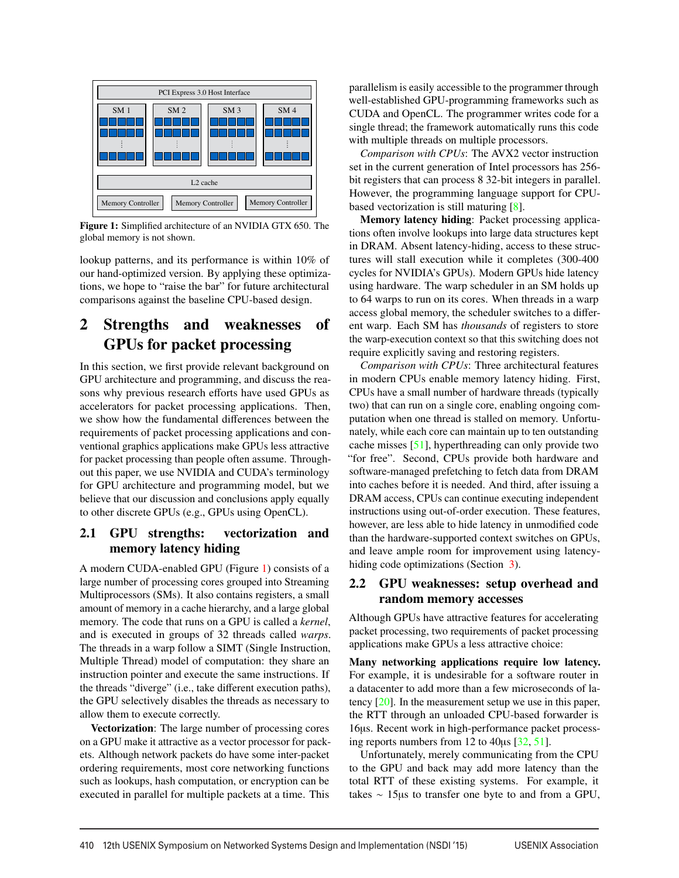Figure 1: Simplified architecture of an NVIDIA GTX 650. The global memory is not shown.

lookup patterns, and its performance is within 10% of our hand-optimized version. By applying these optimizations, we hope to "raise the bar" for future architectural comparisons against the baseline CPU-based design.

# 2 Strengths and weaknesses of GPUs for packet processing

In this section, we first provide relevant background on GPU architecture and programming, and discuss the reasons why previous research efforts have used GPUs as accelerators for packet processing applications. Then, we show how the fundamental differences between the requirements of packet processing applications and conventional graphics applications make GPUs less attractive for packet processing than people often assume. Throughout this paper, we use NVIDIA and CUDA's terminology for GPU architecture and programming model, but we believe that our discussion and conclusions apply equally to other discrete GPUs (e.g., GPUs using OpenCL).

## 2.1 GPU strengths: vectorization and memory latency hiding

A modern CUDA-enabled GPU (Figure 1) consists of a large number of processing cores grouped into Streaming Multiprocessors (SMs). It also contains registers, a small amount of memory in a cache hierarchy, and a large global memory. The code that runs on a GPU is called a *kernel*, and is executed in groups of 32 threads called *warps*. The threads in a warp follow a SIMT (Single Instruction, Multiple Thread) model of computation: they share an instruction pointer and execute the same instructions. If the threads "diverge" (i.e., take different execution paths), the GPU selectively disables the threads as necessary to allow them to execute correctly.

**Vectorization**: The large number of processing cores on a GPU make it attractive as a vector processor for packets. Although network packets do have some inter-packet ordering requirements, most core networking functions such as lookups, hash computation, or encryption can be executed in parallel for multiple packets at a time. This parallelism is easily accessible to the programmer through well-established GPU-programming frameworks such as CUDA and OpenCL. The programmer writes code for a single thread; the framework automatically runs this code with multiple threads on multiple processors.

*Comparison with CPUs*: The AVX2 vector instruction set in the current generation of Intel processors has 256-bit registers that can process 8 32-bit integers in parallel. However, the programming language support for CPU-based vectorization is still maturing [8].

**Memory latency hiding**: Packet processing applications often involve lookups into large data structures kept in DRAM. Absent latency-hiding, access to these structures will stall execution while it completes (300-400 cycles for NVIDIA's GPUs). Modern GPUs hide latency using hardware. The warp scheduler in an SM holds up to 64 warps to run on its cores. When threads in a warp access global memory, the scheduler switches to a different warp. Each SM has *thousands* of registers to store the warp-execution context so that this switching does not require explicitly saving and restoring registers.

*Comparison with CPUs*: Three architectural features in modern CPUs enable memory latency hiding. First, CPUs have a small number of hardware threads (typically two) that can run on a single core, enabling ongoing computation when one thread is stalled on memory. Unfortunately, while each core can maintain up to ten outstanding cache misses [51], hyperthreading can only provide two "for free". Second, CPUs provide both hardware and software-managed prefetching to fetch data from DRAM into caches before it is needed. And third, after issuing a DRAM access, CPUs can continue executing independent instructions using out-of-order execution. These features, however, are less able to hide latency in unmodified code than the hardware-supported context switches on GPUs, and leave ample room for improvement using latency-hiding code optimizations (Section 3).

## 2.2 GPU weaknesses: setup overhead and random memory accesses

Although GPUs have attractive features for accelerating packet processing, two requirements of packet processing applications make GPUs a less attractive choice:

**Many networking applications require low latency.** For example, it is undesirable for a software router in a datacenter to add more than a few microseconds of latency [20]. In the measurement setup we use in this paper, the RTT through an unloaded CPU-based forwarder is 16µs. Recent work in high-performance packet processing reports numbers from 12 to 40µs [32, 51].

Unfortunately, merely communicating from the CPU to the GPU and back may add more latency than the total RTT of these existing systems. For example, it takes ~ 15µs to transfer one byte to and from a GPU,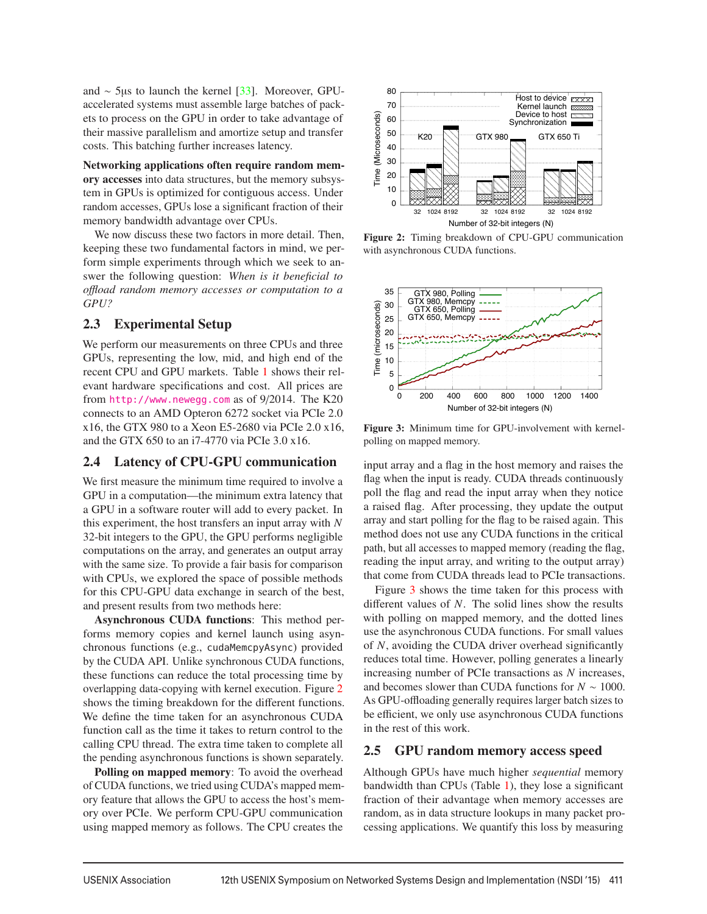and ~ 5µs to launch the kernel [33]. Moreover, GPU-accelerated systems must assemble large batches of packets to process on the GPU in order to take advantage of their massive parallelism and amortize setup and transfer costs. This batching further increases latency.

**Networking applications often require random memory accesses** into data structures, but the memory subsystem in GPUs is optimized for contiguous access. Under random accesses, GPUs lose a significant fraction of their memory bandwidth advantage over CPUs.

We now discuss these two factors in more detail. Then, keeping these two fundamental factors in mind, we perform simple experiments through which we seek to answer the following question: *When is it beneficial to offload random memory accesses or computation to a GPU?*

## 2.3 Experimental Setup

We perform our measurements on three CPUs and three GPUs, representing the low, mid, and high end of the recent CPU and GPU markets. Table 1 shows their relevant hardware specifications and cost. All prices are from http://www.newegg.com as of 9/2014. The K20 connects to an AMD Opteron 6272 socket via PCIe 2.0 x16, the GTX 980 to a Xeon E5-2680 via PCIe 2.0 x16, and the GTX 650 to an i7-4770 via PCIe 3.0 x16.

## 2.4 Latency of CPU-GPU communication

We first measure the minimum time required to involve a GPU in a computation—the minimum extra latency that a GPU in a software router will add to every packet. In this experiment, the host transfers an input array with $N$ 32-bit integers to the GPU, the GPU performs negligible computations on the array, and generates an output array with the same size. To provide a fair basis for comparison with CPUs, we explored the space of possible methods for this CPU-GPU data exchange in search of the best, and present results from two methods here:

**Asynchronous CUDA functions**: This method performs memory copies and kernel launch using asynchronous functions (e.g., `cudaMemcpyAsync`) provided by the CUDA API. Unlike synchronous CUDA functions, these functions can reduce the total processing time by overlapping data-copying with kernel execution. Figure 2 shows the timing breakdown for the different functions. We define the time taken for an asynchronous CUDA function call as the time it takes to return control to the calling CPU thread. The extra time taken to complete all the pending asynchronous functions is shown separately.

**Polling on mapped memory**: To avoid the overhead of CUDA functions, we tried using CUDA's mapped memory feature that allows the GPU to access the host's memory over PCIe. We perform CPU-GPU communication using mapped memory as follows. The CPU creates the input array and a flag in the host memory and raises the flag when the input is ready. CUDA threads continuously poll the flag and read the input array when they notice a raised flag. After processing, they update the output array and start polling for the flag to be raised again. This method does not use any CUDA functions in the critical path, but all accesses to mapped memory (reading the flag, reading the input array, and writing to the output array) that come from CUDA threads lead to PCIe transactions.

**Figure 2:** Timing breakdown of CPU-GPU communication with asynchronous CUDA functions.

**Figure 3:** Minimum time for GPU-involvement with kernel-polling on mapped memory.

Figure 3 shows the time taken for this process with different values of $N$. The solid lines show the results with polling on mapped memory, and the dotted lines use the asynchronous CUDA functions. For small values of $N$, avoiding the CUDA driver overhead significantly reduces total time. However, polling generates a linearly increasing number of PCIe transactions as $N$ increases, and becomes slower than CUDA functions for $N \sim 1000$. As GPU-offloading generally requires larger batch sizes to be efficient, we only use asynchronous CUDA functions in the rest of this work.

## 2.5 GPU random memory access speed

Although GPUs have much higher *sequential* memory bandwidth than CPUs (Table 1), they lose a significant fraction of their advantage when memory accesses are random, as in data structure lookups in many packet processing applications. We quantify this loss by measuring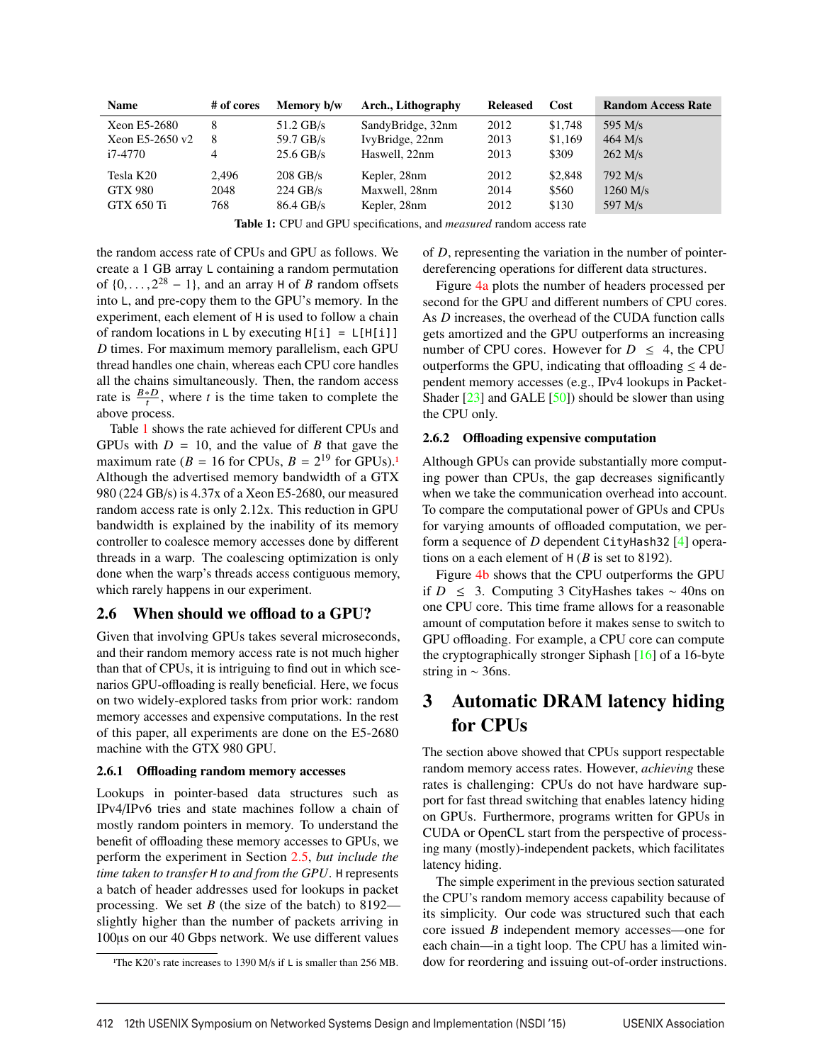| Name | # of cores | Memory b/w | Arch., Lithography | Released | Cost | Random Access Rate |
|---|---|---|---|---|---|---|
| Xeon E5-2680 | 8 | 51.2 GB/s | SandyBridge, 32nm | 2012 | $1,748 | 595 M/s |
| Xeon E5-2650 v2 | 8 | 59.7 GB/s | IvyBridge, 22nm | 2013 | $1,169 | 464 M/s |
| i7-4770 | 4 | 25.6 GB/s | Haswell, 22nm | 2013 | $309 | 262 M/s |
| Tesla K20 | 2,496 | 208 GB/s | Kepler, 28nm | 2012 | $2,848 | 792 M/s |
| GTX 980 | 2048 | 224 GB/s | Maxwell, 28nm | 2014 | $560 | 1260 M/s |
| GTX 650 Ti | 768 | 86.4 GB/s | Kepler, 28nm | 2012 | $130 | 597 M/s |

**Table 1:** CPU and GPU specifications, and *measured* random access rate

the random access rate of CPUs and GPU as follows. We create a 1 GB array `L` containing a random permutation of $\{0, \ldots, 2^{28} - 1\}$, and an array `H` of $B$ random offsets into `L`, and pre-copy them to the GPU's memory. In the experiment, each element of `H` is used to follow a chain of random locations in `L` by executing `H[i] = L[H[i]]` $D$ times. For maximum memory parallelism, each GPU thread handles one chain, whereas each CPU core handles all the chains simultaneously. Then, the random access rate is $\frac{B*D}{t}$, where $t$ is the time taken to complete the above process.

Table 1 shows the rate achieved for different CPUs and GPUs with $D = 10$, and the value of $B$ that gave the maximum rate ($B = 16$ for CPUs, $B = 2^{19}$ for GPUs).[1] Although the advertised memory bandwidth of a GTX 980 (224 GB/s) is 4.37x of a Xeon E5-2680, our measured random access rate is only 2.12x. This reduction in GPU bandwidth is explained by the inability of its memory controller to coalesce memory accesses done by different threads in a warp. The coalescing optimization is only done when the warp's threads access contiguous memory, which rarely happens in our experiment.

## 2.6 When should we offload to a GPU?

Given that involving GPUs takes several microseconds, and their random memory access rate is not much higher than that of CPUs, it is intriguing to find out in which scenarios GPU-offloading is really beneficial. Here, we focus on two widely-explored tasks from prior work: random memory accesses and expensive computations. In the rest of this paper, all experiments are done on the E5-2680 machine with the GTX 980 GPU.

### 2.6.1 Offloading random memory accesses

Lookups in pointer-based data structures such as IPv4/IPv6 tries and state machines follow a chain of mostly random pointers in memory. To understand the benefit of offloading these memory accesses to GPUs, we perform the experiment in Section 2.5, *but include the time taken to transfer `H` to and from the GPU*. `H` represents a batch of header addresses used for lookups in packet processing. We set $B$ (the size of the batch) to 8192—slightly higher than the number of packets arriving in 100µs on our 40 Gbps network. We use different values of $D$, representing the variation in the number of pointer-dereferencing operations for different data structures.

Figure 4a plots the number of headers processed per second for the GPU and different numbers of CPU cores. As $D$ increases, the overhead of the CUDA function calls gets amortized and the GPU outperforms an increasing number of CPU cores. However for $D \leq 4$, the CPU outperforms the GPU, indicating that offloading $\leq 4$ dependent memory accesses (e.g., IPv4 lookups in PacketShader [23] and GALE [50]) should be slower than using the CPU only.

### 2.6.2 Offloading expensive computation

Although GPUs can provide substantially more computing power than CPUs, the gap decreases significantly when we take the communication overhead into account. To compare the computational power of GPUs and CPUs for varying amounts of offloaded computation, we perform a sequence of $D$ dependent `CityHash32` [4] operations on a each element of `H` ($B$ is set to 8192).

Figure 4b shows that the CPU outperforms the GPU if $D \leq 3$. Computing 3 CityHashes takes ~ 40ns on one CPU core. This time frame allows for a reasonable amount of computation before it makes sense to switch to GPU offloading. For example, a CPU core can compute the cryptographically stronger Siphash [16] of a 16-byte string in ~ 36ns.

# 3 Automatic DRAM latency hiding for CPUs

The section above showed that CPUs support respectable random memory access rates. However, *achieving* these rates is challenging: CPUs do not have hardware support for fast thread switching that enables latency hiding on GPUs. Furthermore, programs written for GPUs in CUDA or OpenCL start from the perspective of processing many (mostly)-independent packets, which facilitates latency hiding.

The simple experiment in the previous section saturated the CPU's random memory access capability because of its simplicity. Our code was structured such that each core issued $B$ independent memory accesses—one for each chain—in a tight loop. The CPU has a limited window for reordering and issuing out-of-order instructions.

[1] The K20's rate increases to 1390 M/s if `L` is smaller than 256 MB.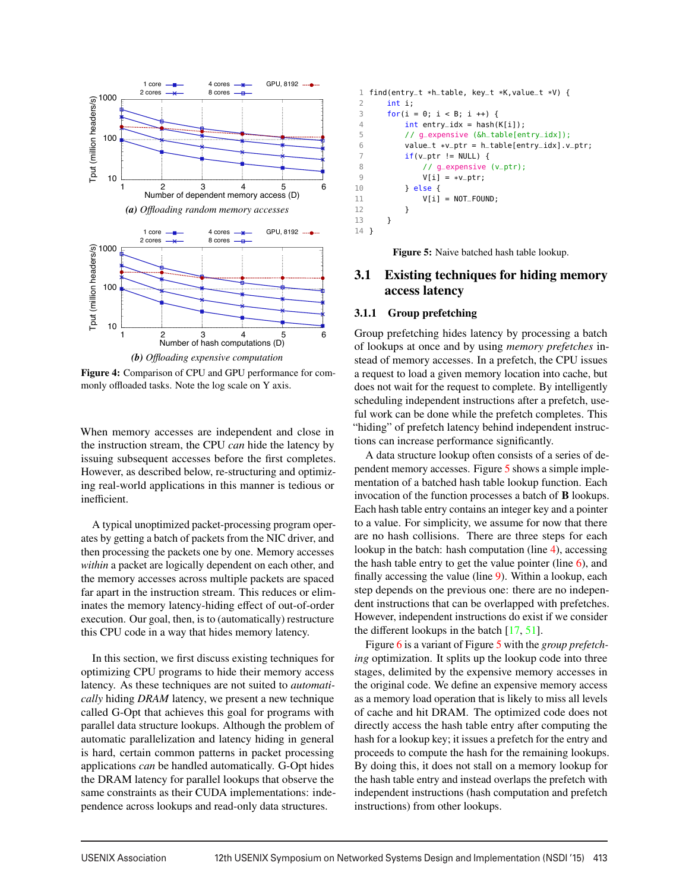Figure 4: Comparison of CPU and GPU performance for commonly offloaded tasks. Note the log scale on Y axis.

*(a) Offloading random memory accesses*

*(b) Offloading expensive computation*

When memory accesses are independent and close in the instruction stream, the CPU *can* hide the latency by issuing subsequent accesses before the first completes. However, as described below, re-structuring and optimizing real-world applications in this manner is tedious or inefficient.

A typical unoptimized packet-processing program operates by getting a batch of packets from the NIC driver, and then processing the packets one by one. Memory accesses *within* a packet are logically dependent on each other, and the memory accesses across multiple packets are spaced far apart in the instruction stream. This reduces or eliminates the memory latency-hiding effect of out-of-order execution. Our goal, then, is to (automatically) restructure this CPU code in a way that hides memory latency.

In this section, we first discuss existing techniques for optimizing CPU programs to hide their memory access latency. As these techniques are not suited to *automatically* hiding *DRAM* latency, we present a new technique called G-Opt that achieves this goal for programs with parallel data structure lookups. Although the problem of automatic parallelization and latency hiding in general is hard, certain common patterns in packet processing applications *can* be handled automatically. G-Opt hides the DRAM latency for parallel lookups that observe the same constraints as their CUDA implementations: independence across lookups and read-only data structures.

```
1  find(entry_t *h_table, key_t *K,value_t *V) {
2      int i;
3      for(i = 0; i < B; i ++) {
4          int entry_idx = hash(K[i]);
5          // g_expensive (&h_table[entry_idx]);
6          value_t *v_ptr = h_table[entry_idx].v_ptr;
7          if(v_ptr != NULL) {
8              // g_expensive (v_ptr);
9              V[i] = *v_ptr;
10         } else {
11             V[i] = NOT_FOUND;
12         }
13     }
14 }
```

**Figure 5:** Naive batched hash table lookup.

## 3.1 Existing techniques for hiding memory access latency

### 3.1.1 Group prefetching

Group prefetching hides latency by processing a batch of lookups at once and by using *memory prefetches* instead of memory accesses. In a prefetch, the CPU issues a request to load a given memory location into cache, but does not wait for the request to complete. By intelligently scheduling independent instructions after a prefetch, useful work can be done while the prefetch completes. This "hiding" of prefetch latency behind independent instructions can increase performance significantly.

A data structure lookup often consists of a series of dependent memory accesses. Figure 5 shows a simple implementation of a batched hash table lookup function. Each invocation of the function processes a batch of **B** lookups. Each hash table entry contains an integer key and a pointer to a value. For simplicity, we assume for now that there are no hash collisions. There are three steps for each lookup in the batch: hash computation (line 4), accessing the hash table entry to get the value pointer (line 6), and finally accessing the value (line 9). Within a lookup, each step depends on the previous one: there are no independent instructions that can be overlapped with prefetches. However, independent instructions do exist if we consider the different lookups in the batch [17, 51].

Figure 6 is a variant of Figure 5 with the *group prefetching* optimization. It splits up the lookup code into three stages, delimited by the expensive memory accesses in the original code. We define an expensive memory access as a memory load operation that is likely to miss all levels of cache and hit DRAM. The optimized code does not directly access the hash table entry after computing the hash for a lookup key; it issues a prefetch for the entry and proceeds to compute the hash for the remaining lookups. By doing this, it does not stall on a memory lookup for the hash table entry and instead overlaps the prefetch with independent instructions (hash computation and prefetch instructions) from other lookups.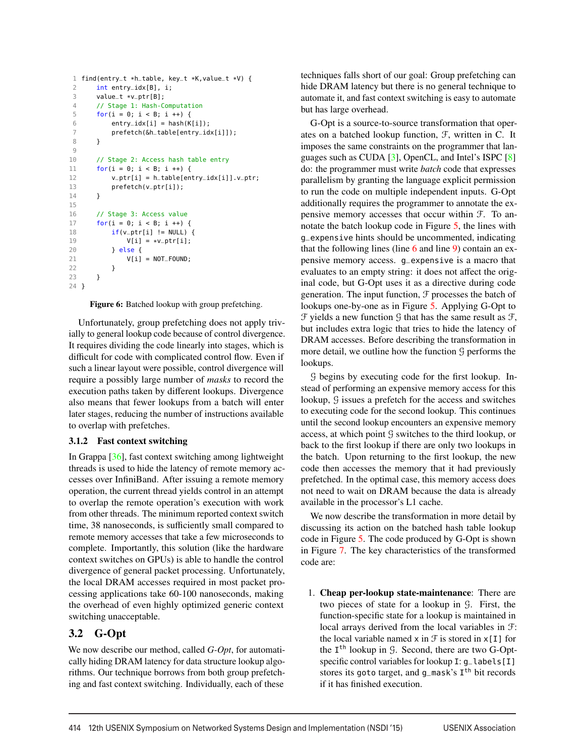```c
find(entry_t *h_table, key_t *K,value_t *V) {
    int entry_idx[B], i;
    value_t *v_ptr[B];
    // Stage 1: Hash-Computation
    for(i = 0; i < B; i ++) {
        entry_idx[i] = hash(K[i]);
        prefetch(&h_table[entry_idx[i]]);
    }

    // Stage 2: Access hash table entry
    for(i = 0; i < B; i ++) {
        v_ptr[i] = h_table[entry_idx[i]].v_ptr;
        prefetch(v_ptr[i]);
    }

    // Stage 3: Access value
    for(i = 0; i < B; i ++) {
        if(v_ptr[i] != NULL) {
            V[i] = *v_ptr[i];
        } else {
            V[i] = NOT_FOUND;
        }
    }
}
```

**Figure 6:** Batched lookup with group prefetching.

Unfortunately, group prefetching does not apply trivially to general lookup code because of control divergence. It requires dividing the code linearly into stages, which is difficult for code with complicated control flow. Even if such a linear layout were possible, control divergence will require a possibly large number of *masks* to record the execution paths taken by different lookups. Divergence also means that fewer lookups from a batch will enter later stages, reducing the number of instructions available to overlap with prefetches.

### 3.1.2 Fast context switching

In Grappa [36], fast context switching among lightweight threads is used to hide the latency of remote memory accesses over InfiniBand. After issuing a remote memory operation, the current thread yields control in an attempt to overlap the remote operation's execution with work from other threads. The minimum reported context switch time, 38 nanoseconds, is sufficiently small compared to remote memory accesses that take a few microseconds to complete. Importantly, this solution (like the hardware context switches on GPUs) is able to handle the control divergence of general packet processing. Unfortunately, the local DRAM accesses required in most packet processing applications take 60-100 nanoseconds, making the overhead of even highly optimized generic context switching unacceptable.

## 3.2 G-Opt

We now describe our method, called *G-Opt*, for automatically hiding DRAM latency for data structure lookup algorithms. Our technique borrows from both group prefetching and fast context switching. Individually, each of these techniques falls short of our goal: Group prefetching can hide DRAM latency but there is no general technique to automate it, and fast context switching is easy to automate but has large overhead.

G-Opt is a source-to-source transformation that operates on a batched lookup function, $\mathcal{F}$, written in C. It imposes the same constraints on the programmer that languages such as CUDA [3], OpenCL, and Intel's ISPC [8] do: the programmer must write *batch* code that expresses parallelism by granting the language explicit permission to run the code on multiple independent inputs. G-Opt additionally requires the programmer to annotate the expensive memory accesses that occur within $\mathcal{F}$. To annotate the batch lookup code in Figure 5, the lines with `g_expensive` hints should be uncommented, indicating that the following lines (line 6 and line 9) contain an expensive memory access. `g_expensive` is a macro that evaluates to an empty string: it does not affect the original code, but G-Opt uses it as a directive during code generation. The input function, $\mathcal{F}$ processes the batch of lookups one-by-one as in Figure 5. Applying G-Opt to $\mathcal{F}$ yields a new function $\mathcal{G}$ that has the same result as $\mathcal{F}$, but includes extra logic that tries to hide the latency of DRAM accesses. Before describing the transformation in more detail, we outline how the function $\mathcal{G}$ performs the lookups.

$\mathcal{G}$ begins by executing code for the first lookup. Instead of performing an expensive memory access for this lookup, $\mathcal{G}$ issues a prefetch for the access and switches to executing code for the second lookup. This continues until the second lookup encounters an expensive memory access, at which point $\mathcal{G}$ switches to the third lookup, or back to the first lookup if there are only two lookups in the batch. Upon returning to the first lookup, the new code then accesses the memory that it had previously prefetched. In the optimal case, this memory access does not need to wait on DRAM because the data is already available in the processor's L1 cache.

We now describe the transformation in more detail by discussing its action on the batched hash table lookup code in Figure 5. The code produced by G-Opt is shown in Figure 7. The key characteristics of the transformed code are:

1. **Cheap per-lookup state-maintenance**: There are two pieces of state for a lookup in $\mathcal{G}$. First, the function-specific state for a lookup is maintained in local arrays derived from the local variables in $\mathcal{F}$: the local variable named `x` in $\mathcal{F}$ is stored in `x[I]` for the $I^{th}$ lookup in $\mathcal{G}$. Second, there are two G-Opt-specific control variables for lookup `I`: `g_labels[I]` stores its `goto` target, and `g_mask`'s $I^{th}$ bit records if it has finished execution.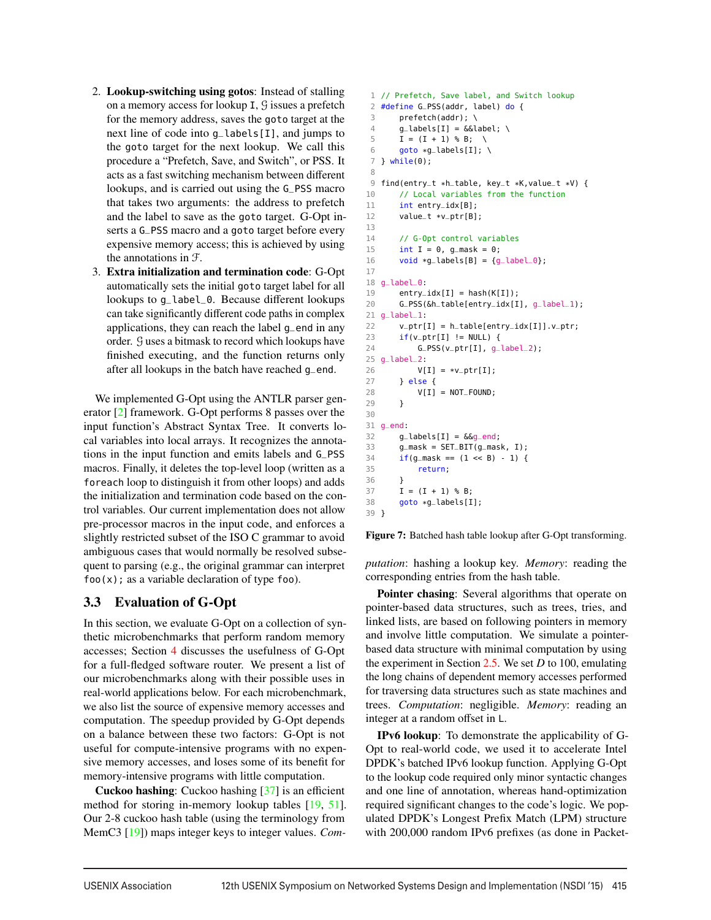2. **Lookup-switching using gotos**: Instead of stalling on a memory access for lookup `I`, $\mathcal{G}$ issues a prefetch for the memory address, saves the `goto` target at the next line of code into `g_labels[I]`, and jumps to the `goto` target for the next lookup. We call this procedure a "Prefetch, Save, and Switch", or PSS. It acts as a fast switching mechanism between different lookups, and is carried out using the `G_PSS` macro that takes two arguments: the address to prefetch and the label to save as the `goto` target. G-Opt inserts a `G_PSS` macro and a `goto` target before every expensive memory access; this is achieved by using the annotations in $\mathcal{F}$.
3. **Extra initialization and termination code**: G-Opt automatically sets the initial `goto` target label for all lookups to `g_label_0`. Because different lookups can take significantly different code paths in complex applications, they can reach the label `g_end` in any order. $\mathcal{G}$ uses a bitmask to record which lookups have finished executing, and the function returns only after all lookups in the batch have reached `g_end`.

We implemented G-Opt using the ANTLR parser generator [2] framework. G-Opt performs 8 passes over the input function's Abstract Syntax Tree. It converts local variables into local arrays. It recognizes the annotations in the input function and emits labels and `G_PSS` macros. Finally, it deletes the top-level loop (written as a `foreach` loop to distinguish it from other loops) and adds the initialization and termination code based on the control variables. Our current implementation does not allow pre-processor macros in the input code, and enforces a slightly restricted subset of the ISO C grammar to avoid ambiguous cases that would normally be resolved subsequent to parsing (e.g., the original grammar can interpret `foo(x);` as a variable declaration of type `foo`).

```
1  // Prefetch, Save label, and Switch lookup
2  #define G_PSS(addr, label) do {
3      prefetch(addr); \
4      g_labels[I] = &&label; \
5      I = (I + 1) % B;  \
6      goto *g_labels[I]; \
7  } while(0);
8
9  find(entry_t *h_table, key_t *K,value_t *V) {
10     // Local variables from the function
11     int entry_idx[B];
12     value_t *v_ptr[B];
13
14     // G-Opt control variables
15     int I = 0, g_mask = 0;
16     void *g_labels[B] = {g_label_0};
17
18 g_label_0:
19     entry_idx[I] = hash(K[I]);
20     G_PSS(&h_table[entry_idx[I], g_label_1);
21 g_label_1:
22     v_ptr[I] = h_table[entry_idx[I]].v_ptr;
23     if(v_ptr[I] != NULL) {
24         G_PSS(v_ptr[I], g_label_2);
25 g_label_2:
26         V[I] = *v_ptr[I];
27     } else {
28         V[I] = NOT_FOUND;
29     }
30
31 g_end:
32     g_labels[I] = &&g_end;
33     g_mask = SET_BIT(g_mask, I);
34     if(g_mask == (1 << B) - 1) {
35         return;
36     }
37     I = (I + 1) % B;
38     goto *g_labels[I];
39 }
```

**Figure 7:** Batched hash table lookup after G-Opt transforming.

## 3.3 Evaluation of G-Opt

In this section, we evaluate G-Opt on a collection of synthetic microbenchmarks that perform random memory accesses; Section 4 discusses the usefulness of G-Opt for a full-fledged software router. We present a list of our microbenchmarks along with their possible uses in real-world applications below. For each microbenchmark, we also list the source of expensive memory accesses and computation. The speedup provided by G-Opt depends on a balance between these two factors: G-Opt is not useful for compute-intensive programs with no expensive memory accesses, and loses some of its benefit for memory-intensive programs with little computation.

**Cuckoo hashing**: Cuckoo hashing [37] is an efficient method for storing in-memory lookup tables [19, 51]. Our 2-8 cuckoo hash table (using the terminology from MemC3 [19]) maps integer keys to integer values. *Computation*: hashing a lookup key. *Memory*: reading the corresponding entries from the hash table.

**Pointer chasing**: Several algorithms that operate on pointer-based data structures, such as trees, tries, and linked lists, are based on following pointers in memory and involve little computation. We simulate a pointer-based data structure with minimal computation by using the experiment in Section 2.5. We set $D$ to 100, emulating the long chains of dependent memory accesses performed for traversing data structures such as state machines and trees. *Computation*: negligible. *Memory*: reading an integer at a random offset in `L`.

**IPv6 lookup**: To demonstrate the applicability of G-Opt to real-world code, we used it to accelerate Intel DPDK's batched IPv6 lookup function. Applying G-Opt to the lookup code required only minor syntactic changes and one line of annotation, whereas hand-optimization required significant changes to the code's logic. We populated DPDK's Longest Prefix Match (LPM) structure with 200,000 random IPv6 prefixes (as done in Packet-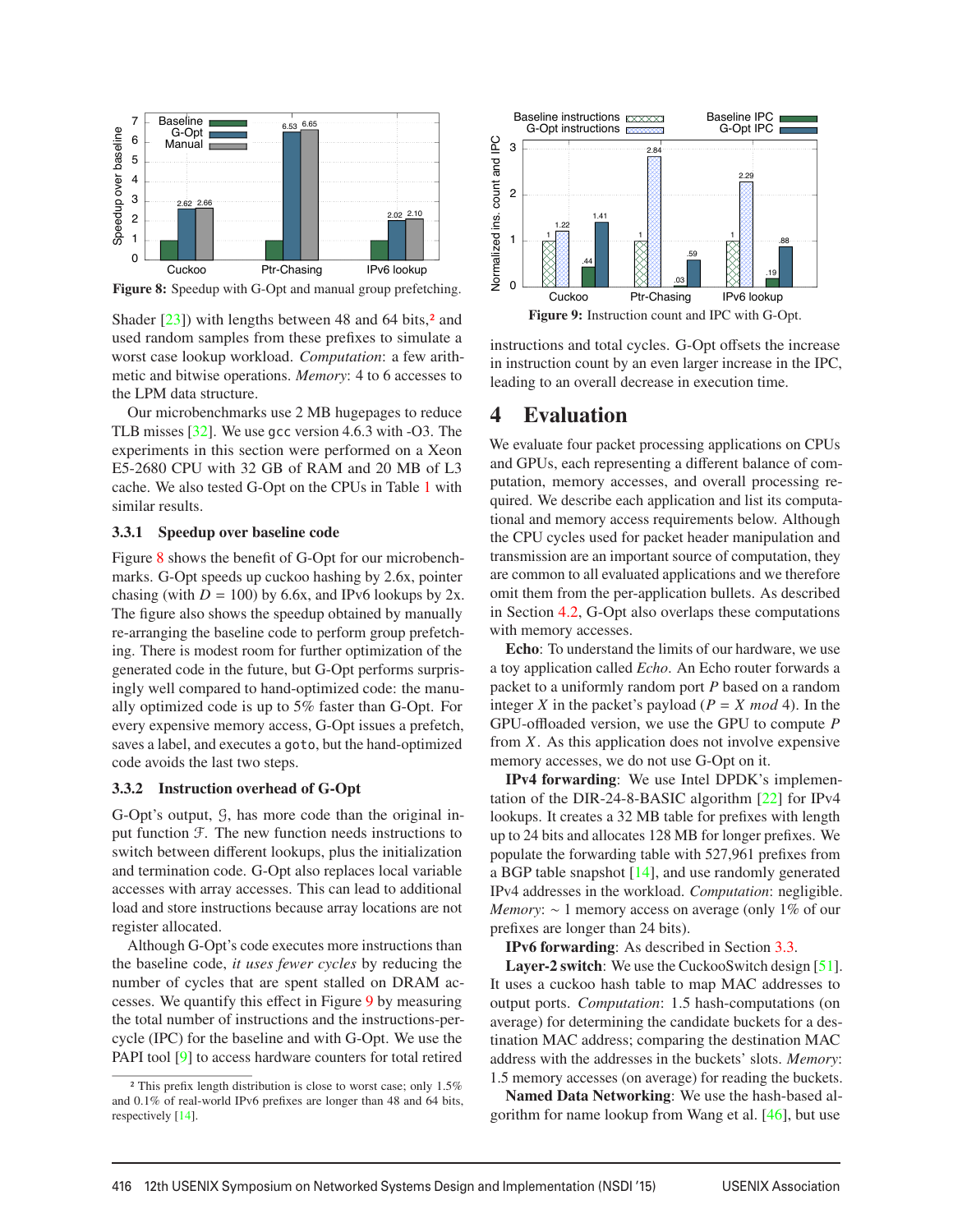Figure 8: Speedup with G-Opt and manual group prefetching.

Shader [23]) with lengths between 48 and 64 bits,[2] and used random samples from these prefixes to simulate a worst case lookup workload. *Computation*: a few arithmetic and bitwise operations. *Memory*: 4 to 6 accesses to the LPM data structure.

Our microbenchmarks use 2 MB hugepages to reduce TLB misses [32]. We use gcc version 4.6.3 with -O3. The experiments in this section were performed on a Xeon E5-2680 CPU with 32 GB of RAM and 20 MB of L3 cache. We also tested G-Opt on the CPUs in Table 1 with similar results.

### 3.3.1 Speedup over baseline code

Figure 8 shows the benefit of G-Opt for our microbenchmarks. G-Opt speeds up cuckoo hashing by 2.6x, pointer chasing (with $D = 100$) by 6.6x, and IPv6 lookups by 2x. The figure also shows the speedup obtained by manually re-arranging the baseline code to perform group prefetching. There is modest room for further optimization of the generated code in the future, but G-Opt performs surprisingly well compared to hand-optimized code: the manually optimized code is up to 5% faster than G-Opt. For every expensive memory access, G-Opt issues a prefetch, saves a label, and executes a `goto`, but the hand-optimized code avoids the last two steps.

### 3.3.2 Instruction overhead of G-Opt

G-Opt's output, $\mathcal{G}$, has more code than the original input function $\mathcal{F}$. The new function needs instructions to switch between different lookups, plus the initialization and termination code. G-Opt also replaces local variable accesses with array accesses. This can lead to additional load and store instructions because array locations are not register allocated.

Although G-Opt's code executes more instructions than the baseline code, *it uses fewer cycles* by reducing the number of cycles that are spent stalled on DRAM accesses. We quantify this effect in Figure 9 by measuring the total number of instructions and the instructions-per-cycle (IPC) for the baseline and with G-Opt. We use the PAPI tool [9] to access hardware counters for total retired instructions and total cycles. G-Opt offsets the increase in instruction count by an even larger increase in the IPC, leading to an overall decrease in execution time.

[2] This prefix length distribution is close to worst case; only 1.5% and 0.1% of real-world IPv6 prefixes are longer than 48 and 64 bits, respectively [14].

Figure 9: Instruction count and IPC with G-Opt.

# 4 Evaluation

We evaluate four packet processing applications on CPUs and GPUs, each representing a different balance of computation, memory accesses, and overall processing required. We describe each application and list its computational and memory access requirements below. Although the CPU cycles used for packet header manipulation and transmission are an important source of computation, they are common to all evaluated applications and we therefore omit them from the per-application bullets. As described in Section 4.2, G-Opt also overlaps these computations with memory accesses.

**Echo**: To understand the limits of our hardware, we use a toy application called *Echo*. An Echo router forwards a packet to a uniformly random port $P$ based on a random integer $X$ in the packet's payload ($P = X \bmod 4$). In the GPU-offloaded version, we use the GPU to compute $P$ from $X$. As this application does not involve expensive memory accesses, we do not use G-Opt on it.

**IPv4 forwarding**: We use Intel DPDK's implementation of the DIR-24-8-BASIC algorithm [22] for IPv4 lookups. It creates a 32 MB table for prefixes with length up to 24 bits and allocates 128 MB for longer prefixes. We populate the forwarding table with 527,961 prefixes from a BGP table snapshot [14], and use randomly generated IPv4 addresses in the workload. *Computation*: negligible. *Memory*: $\sim$ 1 memory access on average (only 1% of our prefixes are longer than 24 bits).

**IPv6 forwarding**: As described in Section 3.3.

**Layer-2 switch**: We use the CuckooSwitch design [51]. It uses a cuckoo hash table to map MAC addresses to output ports. *Computation*: 1.5 hash-computations (on average) for determining the candidate buckets for a destination MAC address; comparing the destination MAC address with the addresses in the buckets' slots. *Memory*: 1.5 memory accesses (on average) for reading the buckets.

**Named Data Networking**: We use the hash-based algorithm for name lookup from Wang et al. [46], but use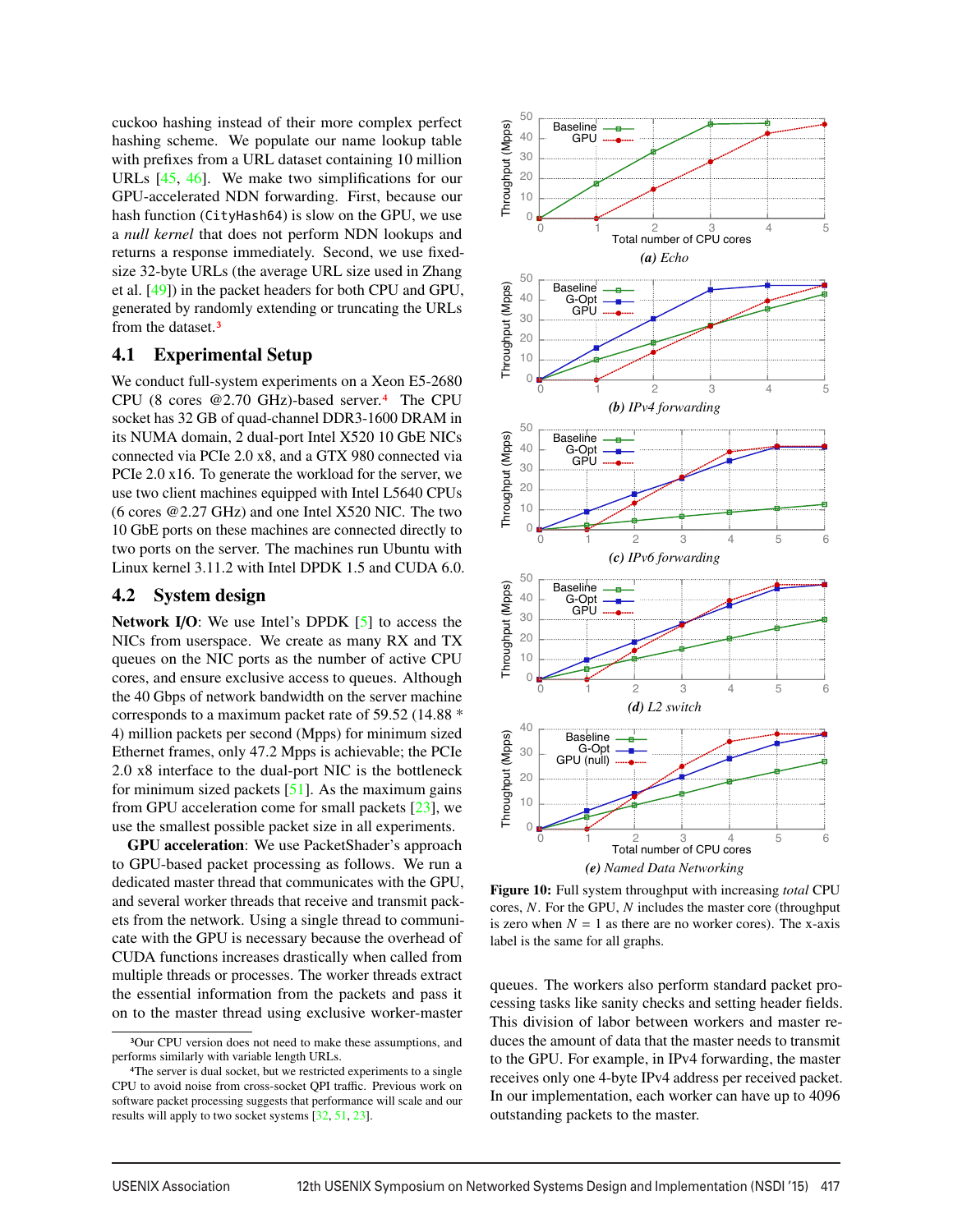cuckoo hashing instead of their more complex perfect hashing scheme. We populate our name lookup table with prefixes from a URL dataset containing 10 million URLs [45, 46]. We make two simplifications for our GPU-accelerated NDN forwarding. First, because our hash function (`CityHash64`) is slow on the GPU, we use a *null kernel* that does not perform NDN lookups and returns a response immediately. Second, we use fixed-size 32-byte URLs (the average URL size used in Zhang et al. [49]) in the packet headers for both CPU and GPU, generated by randomly extending or truncating the URLs from the dataset.[3]

## 4.1 Experimental Setup

We conduct full-system experiments on a Xeon E5-2680 CPU (8 cores @2.70 GHz)-based server.[4] The CPU socket has 32 GB of quad-channel DDR3-1600 DRAM in its NUMA domain, 2 dual-port Intel X520 10 GbE NICs connected via PCIe 2.0 x8, and a GTX 980 connected via PCIe 2.0 x16. To generate the workload for the server, we use two client machines equipped with Intel L5640 CPUs (6 cores @2.27 GHz) and one Intel X520 NIC. The two 10 GbE ports on these machines are connected directly to two ports on the server. The machines run Ubuntu with Linux kernel 3.11.2 with Intel DPDK 1.5 and CUDA 6.0.

## 4.2 System design

**Network I/O**: We use Intel's DPDK [5] to access the NICs from userspace. We create as many RX and TX queues on the NIC ports as the number of active CPU cores, and ensure exclusive access to queues. Although the 40 Gbps of network bandwidth on the server machine corresponds to a maximum packet rate of 59.52 (14.88 * 4) million packets per second (Mpps) for minimum sized Ethernet frames, only 47.2 Mpps is achievable; the PCIe 2.0 x8 interface to the dual-port NIC is the bottleneck for minimum sized packets [51]. As the maximum gains from GPU acceleration come for small packets [23], we use the smallest possible packet size in all experiments.

**GPU acceleration**: We use PacketShader's approach to GPU-based packet processing as follows. We run a dedicated master thread that communicates with the GPU, and several worker threads that receive and transmit packets from the network. Using a single thread to communicate with the GPU is necessary because the overhead of CUDA functions increases drastically when called from multiple threads or processes. The worker threads extract the essential information from the packets and pass it on to the master thread using exclusive worker-master queues. The workers also perform standard packet processing tasks like sanity checks and setting header fields. This division of labor between workers and master reduces the amount of data that the master needs to transmit to the GPU. For example, in IPv4 forwarding, the master receives only one 4-byte IPv4 address per received packet. In our implementation, each worker can have up to 4096 outstanding packets to the master.

(a) Echo

(b) IPv4 forwarding

(c) IPv6 forwarding

(d) L2 switch

(e) Named Data Networking

**Figure 10:** Full system throughput with increasing *total* CPU cores, $N$. For the GPU, $N$ includes the master core (throughput is zero when $N = 1$ as there are no worker cores). The x-axis label is the same for all graphs.

---

[3] Our CPU version does not need to make these assumptions, and performs similarly with variable length URLs.

[4] The server is dual socket, but we restricted experiments to a single CPU to avoid noise from cross-socket QPI traffic. Previous work on software packet processing suggests that performance will scale and our results will apply to two socket systems [32, 51, 23].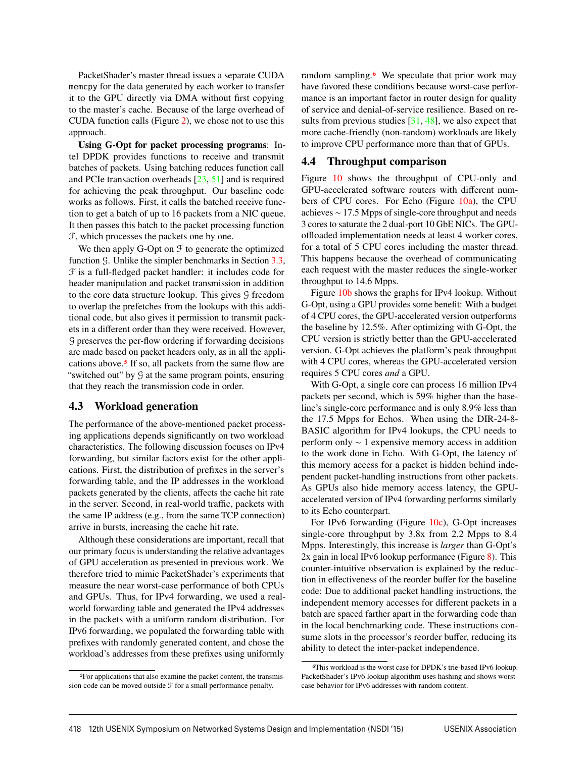PacketShader's master thread issues a separate CUDA memcpy for the data generated by each worker to transfer it to the GPU directly via DMA without first copying to the master's cache. Because of the large overhead of CUDA function calls (Figure 2), we chose not to use this approach.

**Using G-Opt for packet processing programs**: Intel DPDK provides functions to receive and transmit batches of packets. Using batching reduces function call and PCIe transaction overheads [23, 51] and is required for achieving the peak throughput. Our baseline code works as follows. First, it calls the batched receive function to get a batch of up to 16 packets from a NIC queue. It then passes this batch to the packet processing function $\mathcal{F}$, which processes the packets one by one.

We then apply G-Opt on $\mathcal{F}$ to generate the optimized function $\mathcal{G}$. Unlike the simpler benchmarks in Section 3.3, $\mathcal{F}$ is a full-fledged packet handler: it includes code for header manipulation and packet transmission in addition to the core data structure lookup. This gives $\mathcal{G}$ freedom to overlap the prefetches from the lookups with this additional code, but also gives it permission to transmit packets in a different order than they were received. However, $\mathcal{G}$ preserves the per-flow ordering if forwarding decisions are made based on packet headers only, as in all the applications above.[5] If so, all packets from the same flow are "switched out" by $\mathcal{G}$ at the same program points, ensuring that they reach the transmission code in order.

## 4.3 Workload generation

The performance of the above-mentioned packet processing applications depends significantly on two workload characteristics. The following discussion focuses on IPv4 forwarding, but similar factors exist for the other applications. First, the distribution of prefixes in the server's forwarding table, and the IP addresses in the workload packets generated by the clients, affects the cache hit rate in the server. Second, in real-world traffic, packets with the same IP address (e.g., from the same TCP connection) arrive in bursts, increasing the cache hit rate.

Although these considerations are important, recall that our primary focus is understanding the relative advantages of GPU acceleration as presented in previous work. We therefore tried to mimic PacketShader's experiments that measure the near worst-case performance of both CPUs and GPUs. Thus, for IPv4 forwarding, we used a real-world forwarding table and generated the IPv4 addresses in the packets with a uniform random distribution. For IPv6 forwarding, we populated the forwarding table with prefixes with randomly generated content, and chose the workload's addresses from these prefixes using uniformly random sampling.[6] We speculate that prior work may have favored these conditions because worst-case performance is an important factor in router design for quality of service and denial-of-service resilience. Based on results from previous studies [31, 48], we also expect that more cache-friendly (non-random) workloads are likely to improve CPU performance more than that of GPUs.

## 4.4 Throughput comparison

Figure 10 shows the throughput of CPU-only and GPU-accelerated software routers with different numbers of CPU cores. For Echo (Figure 10a), the CPU achieves ~ 17.5 Mpps of single-core throughput and needs 3 cores to saturate the 2 dual-port 10 GbE NICs. The GPU-offloaded implementation needs at least 4 worker cores, for a total of 5 CPU cores including the master thread. This happens because the overhead of communicating each request with the master reduces the single-worker throughput to 14.6 Mpps.

Figure 10b shows the graphs for IPv4 lookup. Without G-Opt, using a GPU provides some benefit: With a budget of 4 CPU cores, the GPU-accelerated version outperforms the baseline by 12.5%. After optimizing with G-Opt, the CPU version is strictly better than the GPU-accelerated version. G-Opt achieves the platform's peak throughput with 4 CPU cores, whereas the GPU-accelerated version requires 5 CPU cores *and* a GPU.

With G-Opt, a single core can process 16 million IPv4 packets per second, which is 59% higher than the baseline's single-core performance and is only 8.9% less than the 17.5 Mpps for Echos. When using the DIR-24-8-BASIC algorithm for IPv4 lookups, the CPU needs to perform only ~ 1 expensive memory access in addition to the work done in Echo. With G-Opt, the latency of this memory access for a packet is hidden behind independent packet-handling instructions from other packets. As GPUs also hide memory access latency, the GPU-accelerated version of IPv4 forwarding performs similarly to its Echo counterpart.

For IPv6 forwarding (Figure 10c), G-Opt increases single-core throughput by 3.8x from 2.2 Mpps to 8.4 Mpps. Interestingly, this increase is *larger* than G-Opt's 2x gain in local IPv6 lookup performance (Figure 8). This counter-intuitive observation is explained by the reduction in effectiveness of the reorder buffer for the baseline code: Due to additional packet handling instructions, the independent memory accesses for different packets in a batch are spaced farther apart in the forwarding code than in the local benchmarking code. These instructions consume slots in the processor's reorder buffer, reducing its ability to detect the inter-packet independence.

---

[5] For applications that also examine the packet content, the transmission code can be moved outside $\mathcal{F}$ for a small performance penalty.

[6] This workload is the worst case for DPDK's trie-based IPv6 lookup. PacketShader's IPv6 lookup algorithm uses hashing and shows worst-case behavior for IPv6 addresses with random content.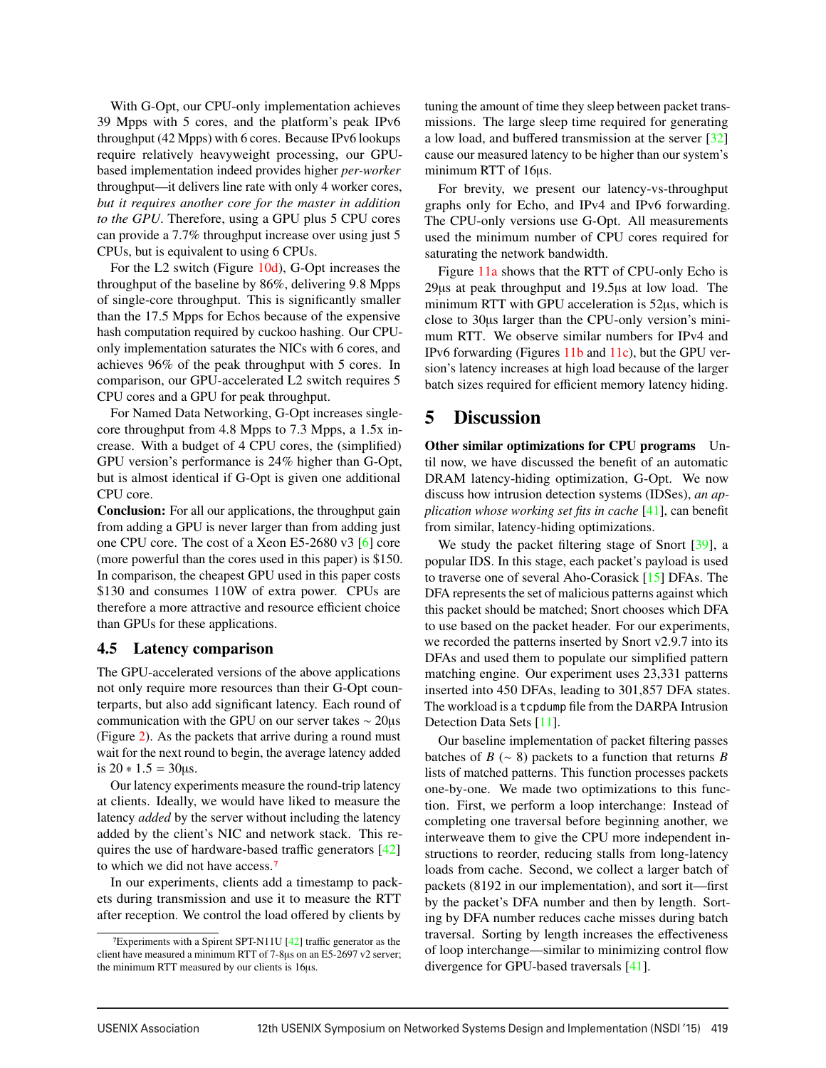With G-Opt, our CPU-only implementation achieves 39 Mpps with 5 cores, and the platform's peak IPv6 throughput (42 Mpps) with 6 cores. Because IPv6 lookups require relatively heavyweight processing, our GPU-based implementation indeed provides higher *per-worker* throughput—it delivers line rate with only 4 worker cores, *but it requires another core for the master in addition to the GPU*. Therefore, using a GPU plus 5 CPU cores can provide a 7.7% throughput increase over using just 5 CPUs, but is equivalent to using 6 CPUs.

For the L2 switch (Figure 10d), G-Opt increases the throughput of the baseline by 86%, delivering 9.8 Mpps of single-core throughput. This is significantly smaller than the 17.5 Mpps for Echos because of the expensive hash computation required by cuckoo hashing. Our CPU-only implementation saturates the NICs with 6 cores, and achieves 96% of the peak throughput with 5 cores. In comparison, our GPU-accelerated L2 switch requires 5 CPU cores and a GPU for peak throughput.

For Named Data Networking, G-Opt increases single-core throughput from 4.8 Mpps to 7.3 Mpps, a 1.5x increase. With a budget of 4 CPU cores, the (simplified) GPU version's performance is 24% higher than G-Opt, but is almost identical if G-Opt is given one additional CPU core.

**Conclusion:** For all our applications, the throughput gain from adding a GPU is never larger than from adding just one CPU core. The cost of a Xeon E5-2680 v3 [6] core (more powerful than the cores used in this paper) is $150. In comparison, the cheapest GPU used in this paper costs $130 and consumes 110W of extra power. CPUs are therefore a more attractive and resource efficient choice than GPUs for these applications.

### 4.5 Latency comparison

The GPU-accelerated versions of the above applications not only require more resources than their G-Opt counterparts, but also add significant latency. Each round of communication with the GPU on our server takes ∼ 20µs (Figure 2). As the packets that arrive during a round must wait for the next round to begin, the average latency added is $20 * 1.5 = 30$µs.

Our latency experiments measure the round-trip latency at clients. Ideally, we would have liked to measure the latency *added* by the server without including the latency added by the client's NIC and network stack. This requires the use of hardware-based traffic generators [42] to which we did not have access.[7]

In our experiments, clients add a timestamp to packets during transmission and use it to measure the RTT after reception. We control the load offered by clients by tuning the amount of time they sleep between packet transmissions. The large sleep time required for generating a low load, and buffered transmission at the server [32] cause our measured latency to be higher than our system's minimum RTT of 16µs.

For brevity, we present our latency-vs-throughput graphs only for Echo, and IPv4 and IPv6 forwarding. The CPU-only versions use G-Opt. All measurements used the minimum number of CPU cores required for saturating the network bandwidth.

Figure 11a shows that the RTT of CPU-only Echo is 29µs at peak throughput and 19.5µs at low load. The minimum RTT with GPU acceleration is 52µs, which is close to 30µs larger than the CPU-only version's minimum RTT. We observe similar numbers for IPv4 and IPv6 forwarding (Figures 11b and 11c), but the GPU version's latency increases at high load because of the larger batch sizes required for efficient memory latency hiding.

## 5 Discussion

**Other similar optimizations for CPU programs** Until now, we have discussed the benefit of an automatic DRAM latency-hiding optimization, G-Opt. We now discuss how intrusion detection systems (IDSes), *an application whose working set fits in cache* [41], can benefit from similar, latency-hiding optimizations.

We study the packet filtering stage of Snort [39], a popular IDS. In this stage, each packet's payload is used to traverse one of several Aho-Corasick [15] DFAs. The DFA represents the set of malicious patterns against which this packet should be matched; Snort chooses which DFA to use based on the packet header. For our experiments, we recorded the patterns inserted by Snort v2.9.7 into its DFAs and used them to populate our simplified pattern matching engine. Our experiment uses 23,331 patterns inserted into 450 DFAs, leading to 301,857 DFA states. The workload is a `tcpdump` file from the DARPA Intrusion Detection Data Sets [11].

Our baseline implementation of packet filtering passes batches of $B$ (∼ 8) packets to a function that returns $B$ lists of matched patterns. This function processes packets one-by-one. We made two optimizations to this function. First, we perform a loop interchange: Instead of completing one traversal before beginning another, we interweave them to give the CPU more independent instructions to reorder, reducing stalls from long-latency loads from cache. Second, we collect a larger batch of packets (8192 in our implementation), and sort it—first by the packet's DFA number and then by length. Sorting by DFA number reduces cache misses during batch traversal. Sorting by length increases the effectiveness of loop interchange—similar to minimizing control flow divergence for GPU-based traversals [41].

[7] Experiments with a Spirent SPT-N11U [42] traffic generator as the client have measured a minimum RTT of 7-8µs on an E5-2697 v2 server; the minimum RTT measured by our clients is 16µs.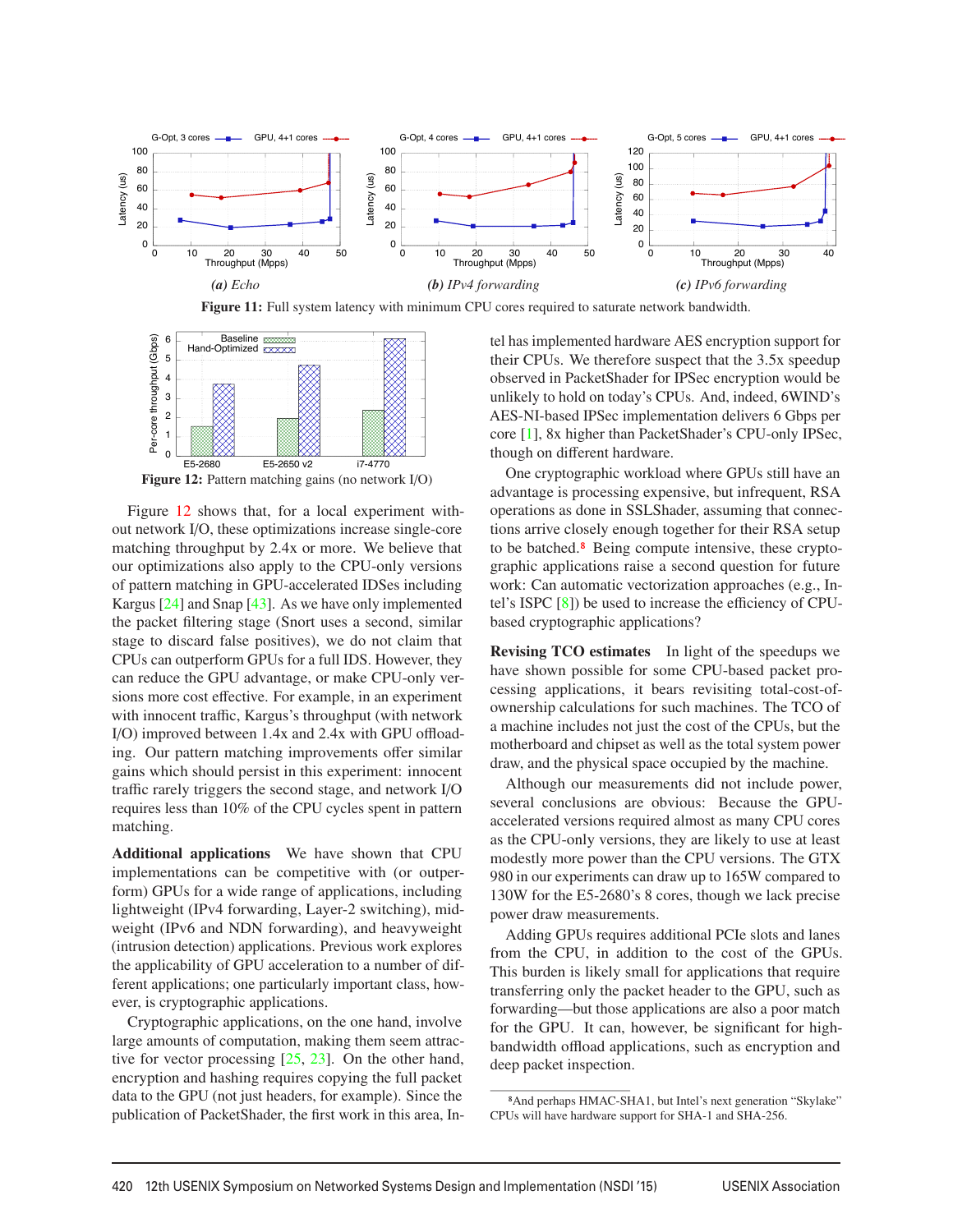Figure 11: Full system latency with minimum CPU cores required to saturate network bandwidth.

(a) Echo

(b) IPv4 forwarding

(c) IPv6 forwarding

Figure 12: Pattern matching gains (no network I/O)

Figure 12 shows that, for a local experiment without network I/O, these optimizations increase single-core matching throughput by 2.4x or more. We believe that our optimizations also apply to the CPU-only versions of pattern matching in GPU-accelerated IDSes including Kargus [24] and Snap [43]. As we have only implemented the packet filtering stage (Snort uses a second, similar stage to discard false positives), we do not claim that CPUs can outperform GPUs for a full IDS. However, they can reduce the GPU advantage, or make CPU-only versions more cost effective. For example, in an experiment with innocent traffic, Kargus's throughput (with network I/O) improved between 1.4x and 2.4x with GPU offloading. Our pattern matching improvements offer similar gains which should persist in this experiment: innocent traffic rarely triggers the second stage, and network I/O requires less than 10% of the CPU cycles spent in pattern matching.

**Additional applications** We have shown that CPU implementations can be competitive with (or outperform) GPUs for a wide range of applications, including lightweight (IPv4 forwarding, Layer-2 switching), mid-weight (IPv6 and NDN forwarding), and heavyweight (intrusion detection) applications. Previous work explores the applicability of GPU acceleration to a number of different applications; one particularly important class, however, is cryptographic applications.

Cryptographic applications, on the one hand, involve large amounts of computation, making them seem attractive for vector processing [25, 23]. On the other hand, encryption and hashing requires copying the full packet data to the GPU (not just headers, for example). Since the publication of PacketShader, the first work in this area, Intel has implemented hardware AES encryption support for their CPUs. We therefore suspect that the 3.5x speedup observed in PacketShader for IPSec encryption would be unlikely to hold on today's CPUs. And, indeed, 6WIND's AES-NI-based IPSec implementation delivers 6 Gbps per core [1], 8x higher than PacketShader's CPU-only IPSec, though on different hardware.

One cryptographic workload where GPUs still have an advantage is processing expensive, but infrequent, RSA operations as done in SSLShader, assuming that connections arrive closely enough together for their RSA setup to be batched.[8] Being compute intensive, these cryptographic applications raise a second question for future work: Can automatic vectorization approaches (e.g., Intel's ISPC [8]) be used to increase the efficiency of CPU-based cryptographic applications?

**Revising TCO estimates** In light of the speedups we have shown possible for some CPU-based packet processing applications, it bears revisiting total-cost-of-ownership calculations for such machines. The TCO of a machine includes not just the cost of the CPUs, but the motherboard and chipset as well as the total system power draw, and the physical space occupied by the machine.

Although our measurements did not include power, several conclusions are obvious: Because the GPU-accelerated versions required almost as many CPU cores as the CPU-only versions, they are likely to use at least modestly more power than the CPU versions. The GTX 980 in our experiments can draw up to 165W compared to 130W for the E5-2680's 8 cores, though we lack precise power draw measurements.

Adding GPUs requires additional PCIe slots and lanes from the CPU, in addition to the cost of the GPUs. This burden is likely small for applications that require transferring only the packet header to the GPU, such as forwarding—but those applications are also a poor match for the GPU. It can, however, be significant for high-bandwidth offload applications, such as encryption and deep packet inspection.

[8] And perhaps HMAC-SHA1, but Intel's next generation "Skylake" CPUs will have hardware support for SHA-1 and SHA-256.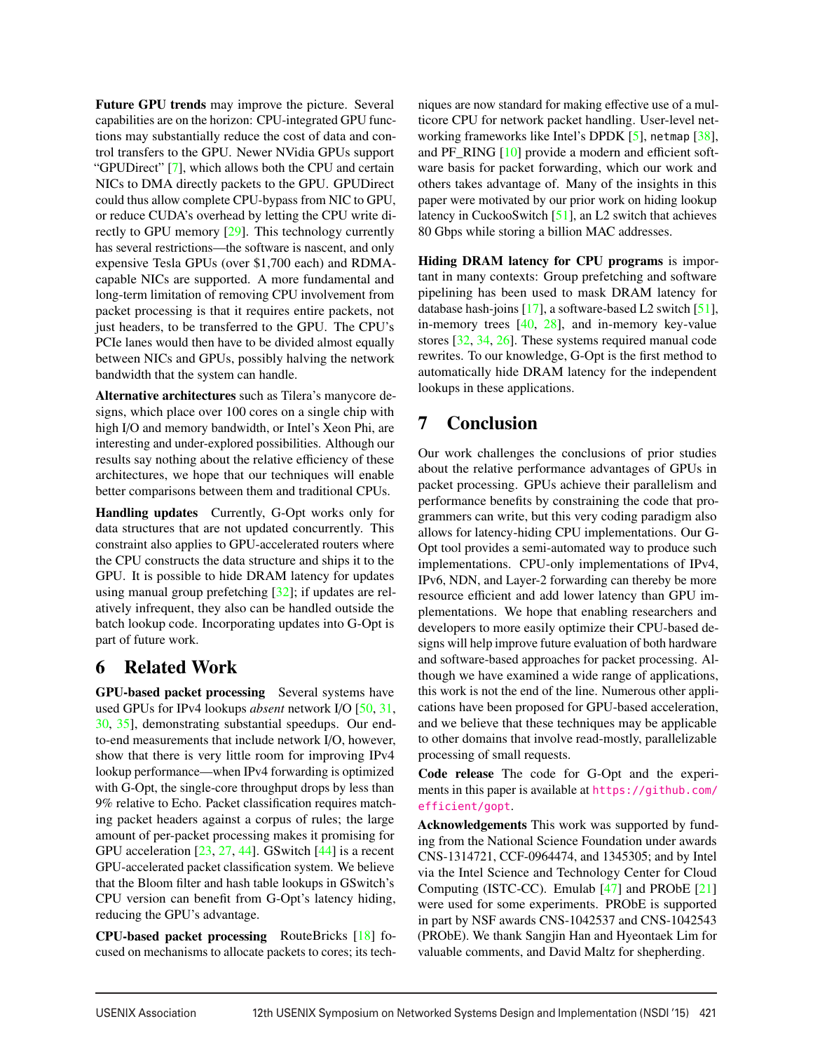**Future GPU trends** may improve the picture. Several capabilities are on the horizon: CPU-integrated GPU functions may substantially reduce the cost of data and control transfers to the GPU. Newer NVidia GPUs support "GPUDirect" [7], which allows both the CPU and certain NICs to DMA directly packets to the GPU. GPUDirect could thus allow complete CPU-bypass from NIC to GPU, or reduce CUDA's overhead by letting the CPU write directly to GPU memory [29]. This technology currently has several restrictions—the software is nascent, and only expensive Tesla GPUs (over $1,700 each) and RDMA-capable NICs are supported. A more fundamental and long-term limitation of removing CPU involvement from packet processing is that it requires entire packets, not just headers, to be transferred to the GPU. The CPU's PCIe lanes would then have to be divided almost equally between NICs and GPUs, possibly halving the network bandwidth that the system can handle.

**Alternative architectures** such as Tilera's manycore designs, which place over 100 cores on a single chip with high I/O and memory bandwidth, or Intel's Xeon Phi, are interesting and under-explored possibilities. Although our results say nothing about the relative efficiency of these architectures, we hope that our techniques will enable better comparisons between them and traditional CPUs.

**Handling updates** Currently, G-Opt works only for data structures that are not updated concurrently. This constraint also applies to GPU-accelerated routers where the CPU constructs the data structure and ships it to the GPU. It is possible to hide DRAM latency for updates using manual group prefetching [32]; if updates are relatively infrequent, they also can be handled outside the batch lookup code. Incorporating updates into G-Opt is part of future work.

# 6 Related Work

**GPU-based packet processing** Several systems have used GPUs for IPv4 lookups *absent* network I/O [50, 31, 30, 35], demonstrating substantial speedups. Our end-to-end measurements that include network I/O, however, show that there is very little room for improving IPv4 lookup performance—when IPv4 forwarding is optimized with G-Opt, the single-core throughput drops by less than 9% relative to Echo. Packet classification requires matching packet headers against a corpus of rules; the large amount of per-packet processing makes it promising for GPU acceleration [23, 27, 44]. GSwitch [44] is a recent GPU-accelerated packet classification system. We believe that the Bloom filter and hash table lookups in GSwitch's CPU version can benefit from G-Opt's latency hiding, reducing the GPU's advantage.

**CPU-based packet processing** RouteBricks [18] focused on mechanisms to allocate packets to cores; its techniques are now standard for making effective use of a multicore CPU for network packet handling. User-level networking frameworks like Intel's DPDK [5], `netmap` [38], and PF_RING [10] provide a modern and efficient software basis for packet forwarding, which our work and others takes advantage of. Many of the insights in this paper were motivated by our prior work on hiding lookup latency in CuckooSwitch [51], an L2 switch that achieves 80 Gbps while storing a billion MAC addresses.

**Hiding DRAM latency for CPU programs** is important in many contexts: Group prefetching and software pipelining has been used to mask DRAM latency for database hash-joins [17], a software-based L2 switch [51], in-memory trees [40, 28], and in-memory key-value stores [32, 34, 26]. These systems required manual code rewrites. To our knowledge, G-Opt is the first method to automatically hide DRAM latency for the independent lookups in these applications.

# 7 Conclusion

Our work challenges the conclusions of prior studies about the relative performance advantages of GPUs in packet processing. GPUs achieve their parallelism and performance benefits by constraining the code that programmers can write, but this very coding paradigm also allows for latency-hiding CPU implementations. Our G-Opt tool provides a semi-automated way to produce such implementations. CPU-only implementations of IPv4, IPv6, NDN, and Layer-2 forwarding can thereby be more resource efficient and add lower latency than GPU implementations. We hope that enabling researchers and developers to more easily optimize their CPU-based designs will help improve future evaluation of both hardware and software-based approaches for packet processing. Although we have examined a wide range of applications, this work is not the end of the line. Numerous other applications have been proposed for GPU-based acceleration, and we believe that these techniques may be applicable to other domains that involve read-mostly, parallelizable processing of small requests.

**Code release** The code for G-Opt and the experiments in this paper is available at https://github.com/efficient/gopt.

**Acknowledgements** This work was supported by funding from the National Science Foundation under awards CNS-1314721, CCF-0964474, and 1345305; and by Intel via the Intel Science and Technology Center for Cloud Computing (ISTC-CC). Emulab [47] and PRObE [21] were used for some experiments. PRObE is supported in part by NSF awards CNS-1042537 and CNS-1042543 (PRObE). We thank Sangjin Han and Hyeontaek Lim for valuable comments, and David Maltz for shepherding.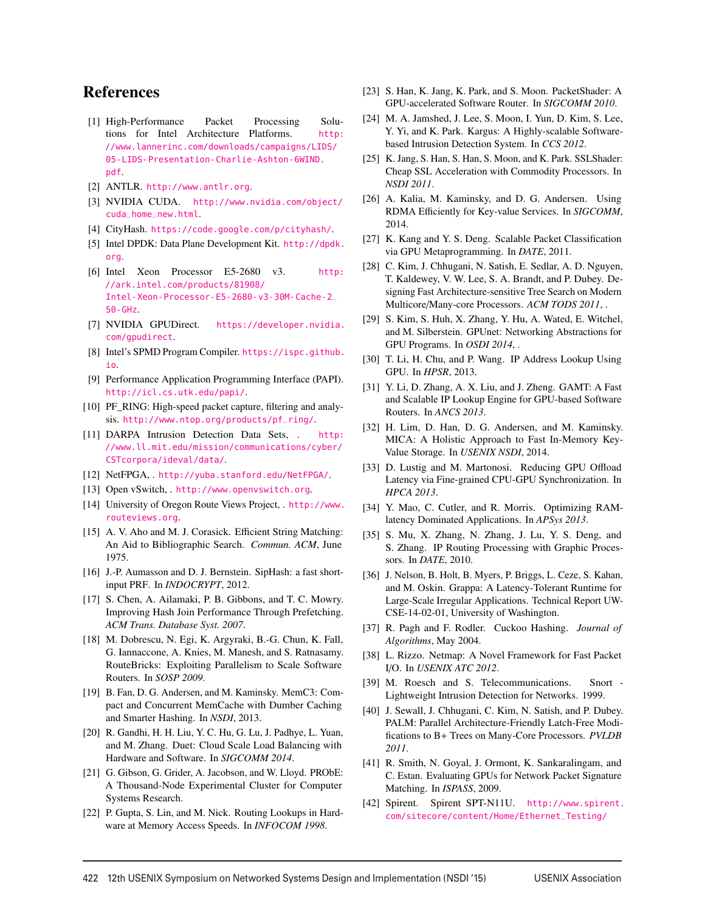# References

[1] High-Performance Packet Processing Solutions for Intel Architecture Platforms. http://www.lannerinc.com/downloads/campaigns/LIDS/05-LIDS-Presentation-Charlie-Ashton-6WIND.pdf.

[2] ANTLR. http://www.antlr.org.

[3] NVIDIA CUDA. http://www.nvidia.com/object/cuda_home_new.html.

[4] CityHash. https://code.google.com/p/cityhash/.

[5] Intel DPDK: Data Plane Development Kit. http://dpdk.org.

[6] Intel Xeon Processor E5-2680 v3. http://ark.intel.com/products/81908/Intel-Xeon-Processor-E5-2680-v3-30M-Cache-2_50-GHz.

[7] NVIDIA GPUDirect. https://developer.nvidia.com/gpudirect.

[8] Intel's SPMD Program Compiler. https://ispc.github.io.

[9] Performance Application Programming Interface (PAPI). http://icl.cs.utk.edu/papi/.

[10] PF_RING: High-speed packet capture, filtering and analysis. http://www.ntop.org/products/pf_ring/.

[11] DARPA Intrusion Detection Data Sets, . http://www.ll.mit.edu/mission/communications/cyber/CSTcorpora/ideval/data/.

[12] NetFPGA, . http://yuba.stanford.edu/NetFPGA/.

[13] Open vSwitch, . http://www.openvswitch.org.

[14] University of Oregon Route Views Project, . http://www.routeviews.org.

[15] A. V. Aho and M. J. Corasick. Efficient String Matching: An Aid to Bibliographic Search. *Commun. ACM*, June 1975.

[16] J.-P. Aumasson and D. J. Bernstein. SipHash: a fast short-input PRF. In *INDOCRYPT*, 2012.

[17] S. Chen, A. Ailamaki, P. B. Gibbons, and T. C. Mowry. Improving Hash Join Performance Through Prefetching. *ACM Trans. Database Syst. 2007*.

[18] M. Dobrescu, N. Egi, K. Argyraki, B.-G. Chun, K. Fall, G. Iannaccone, A. Knies, M. Manesh, and S. Ratnasamy. RouteBricks: Exploiting Parallelism to Scale Software Routers. In *SOSP 2009*.

[19] B. Fan, D. G. Andersen, and M. Kaminsky. MemC3: Compact and Concurrent MemCache with Dumber Caching and Smarter Hashing. In *NSDI*, 2013.

[20] R. Gandhi, H. H. Liu, Y. C. Hu, G. Lu, J. Padhye, L. Yuan, and M. Zhang. Duet: Cloud Scale Load Balancing with Hardware and Software. In *SIGCOMM 2014*.

[21] G. Gibson, G. Grider, A. Jacobson, and W. Lloyd. PRObE: A Thousand-Node Experimental Cluster for Computer Systems Research.

[22] P. Gupta, S. Lin, and M. Nick. Routing Lookups in Hardware at Memory Access Speeds. In *INFOCOM 1998*.

[23] S. Han, K. Jang, K. Park, and S. Moon. PacketShader: A GPU-accelerated Software Router. In *SIGCOMM 2010*.

[24] M. A. Jamshed, J. Lee, S. Moon, I. Yun, D. Kim, S. Lee, Y. Yi, and K. Park. Kargus: A Highly-scalable Software-based Intrusion Detection System. In *CCS 2012*.

[25] K. Jang, S. Han, S. Han, S. Moon, and K. Park. SSLShader: Cheap SSL Acceleration with Commodity Processors. In *NSDI 2011*.

[26] A. Kalia, M. Kaminsky, and D. G. Andersen. Using RDMA Efficiently for Key-value Services. In *SIGCOMM*, 2014.

[27] K. Kang and Y. S. Deng. Scalable Packet Classification via GPU Metaprogramming. In *DATE*, 2011.

[28] C. Kim, J. Chhugani, N. Satish, E. Sedlar, A. D. Nguyen, T. Kaldewey, V. W. Lee, S. A. Brandt, and P. Dubey. Designing Fast Architecture-sensitive Tree Search on Modern Multicore/Many-core Processors. *ACM TODS 2011*, .

[29] S. Kim, S. Huh, X. Zhang, Y. Hu, A. Wated, E. Witchel, and M. Silberstein. GPUnet: Networking Abstractions for GPU Programs. In *OSDI 2014*, .

[30] T. Li, H. Chu, and P. Wang. IP Address Lookup Using GPU. In *HPSR*, 2013.

[31] Y. Li, D. Zhang, A. X. Liu, and J. Zheng. GAMT: A Fast and Scalable IP Lookup Engine for GPU-based Software Routers. In *ANCS 2013*.

[32] H. Lim, D. Han, D. G. Andersen, and M. Kaminsky. MICA: A Holistic Approach to Fast In-Memory Key-Value Storage. In *USENIX NSDI*, 2014.

[33] D. Lustig and M. Martonosi. Reducing GPU Offload Latency via Fine-grained CPU-GPU Synchronization. In *HPCA 2013*.

[34] Y. Mao, C. Cutler, and R. Morris. Optimizing RAM-latency Dominated Applications. In *APSys 2013*.

[35] S. Mu, X. Zhang, N. Zhang, J. Lu, Y. S. Deng, and S. Zhang. IP Routing Processing with Graphic Processors. In *DATE*, 2010.

[36] J. Nelson, B. Holt, B. Myers, P. Briggs, L. Ceze, S. Kahan, and M. Oskin. Grappa: A Latency-Tolerant Runtime for Large-Scale Irregular Applications. Technical Report UW-CSE-14-02-01, University of Washington.

[37] R. Pagh and F. Rodler. Cuckoo Hashing. *Journal of Algorithms*, May 2004.

[38] L. Rizzo. Netmap: A Novel Framework for Fast Packet I/O. In *USENIX ATC 2012*.

[39] M. Roesch and S. Telecommunications. Snort - Lightweight Intrusion Detection for Networks. 1999.

[40] J. Sewall, J. Chhugani, C. Kim, N. Satish, and P. Dubey. PALM: Parallel Architecture-Friendly Latch-Free Modifications to B+ Trees on Many-Core Processors. *PVLDB 2011*.

[41] R. Smith, N. Goyal, J. Ormont, K. Sankaralingam, and C. Estan. Evaluating GPUs for Network Packet Signature Matching. In *ISPASS*, 2009.

[42] Spirent. Spirent SPT-N11U. http://www.spirent.com/sitecore/content/Home/Ethernet_Testing/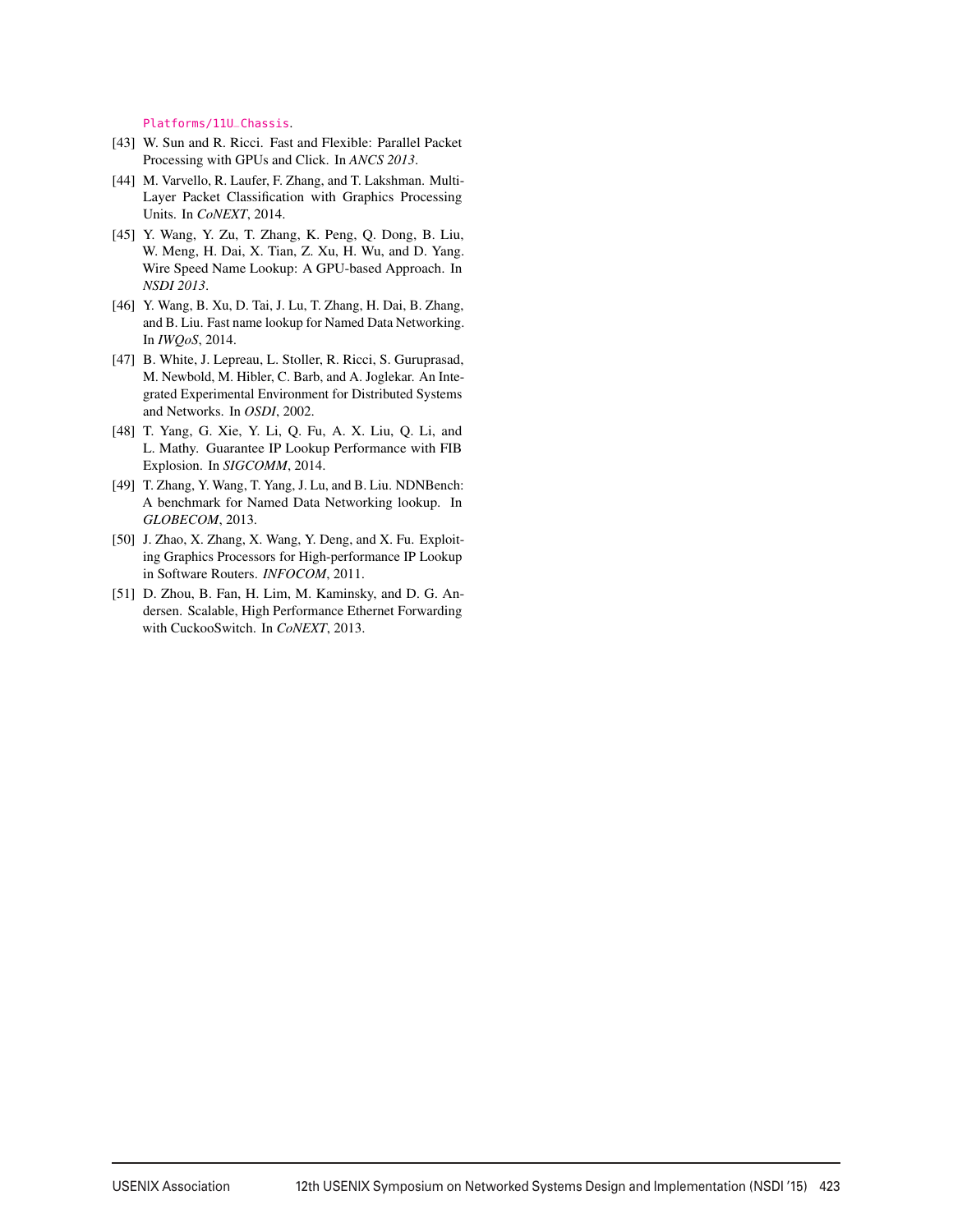Platforms/11U_Chassis.

[43] W. Sun and R. Ricci. Fast and Flexible: Parallel Packet Processing with GPUs and Click. In *ANCS 2013*.

[44] M. Varvello, R. Laufer, F. Zhang, and T. Lakshman. Multi-Layer Packet Classification with Graphics Processing Units. In *CoNEXT*, 2014.

[45] Y. Wang, Y. Zu, T. Zhang, K. Peng, Q. Dong, B. Liu, W. Meng, H. Dai, X. Tian, Z. Xu, H. Wu, and D. Yang. Wire Speed Name Lookup: A GPU-based Approach. In *NSDI 2013*.

[46] Y. Wang, B. Xu, D. Tai, J. Lu, T. Zhang, H. Dai, B. Zhang, and B. Liu. Fast name lookup for Named Data Networking. In *IWQoS*, 2014.

[47] B. White, J. Lepreau, L. Stoller, R. Ricci, S. Guruprasad, M. Newbold, M. Hibler, C. Barb, and A. Joglekar. An Integrated Experimental Environment for Distributed Systems and Networks. In *OSDI*, 2002.

[48] T. Yang, G. Xie, Y. Li, Q. Fu, A. X. Liu, Q. Li, and L. Mathy. Guarantee IP Lookup Performance with FIB Explosion. In *SIGCOMM*, 2014.

[49] T. Zhang, Y. Wang, T. Yang, J. Lu, and B. Liu. NDNBench: A benchmark for Named Data Networking lookup. In *GLOBECOM*, 2013.

[50] J. Zhao, X. Zhang, X. Wang, Y. Deng, and X. Fu. Exploiting Graphics Processors for High-performance IP Lookup in Software Routers. *INFOCOM*, 2011.

[51] D. Zhou, B. Fan, H. Lim, M. Kaminsky, and D. G. Andersen. Scalable, High Performance Ethernet Forwarding with CuckooSwitch. In *CoNEXT*, 2013.